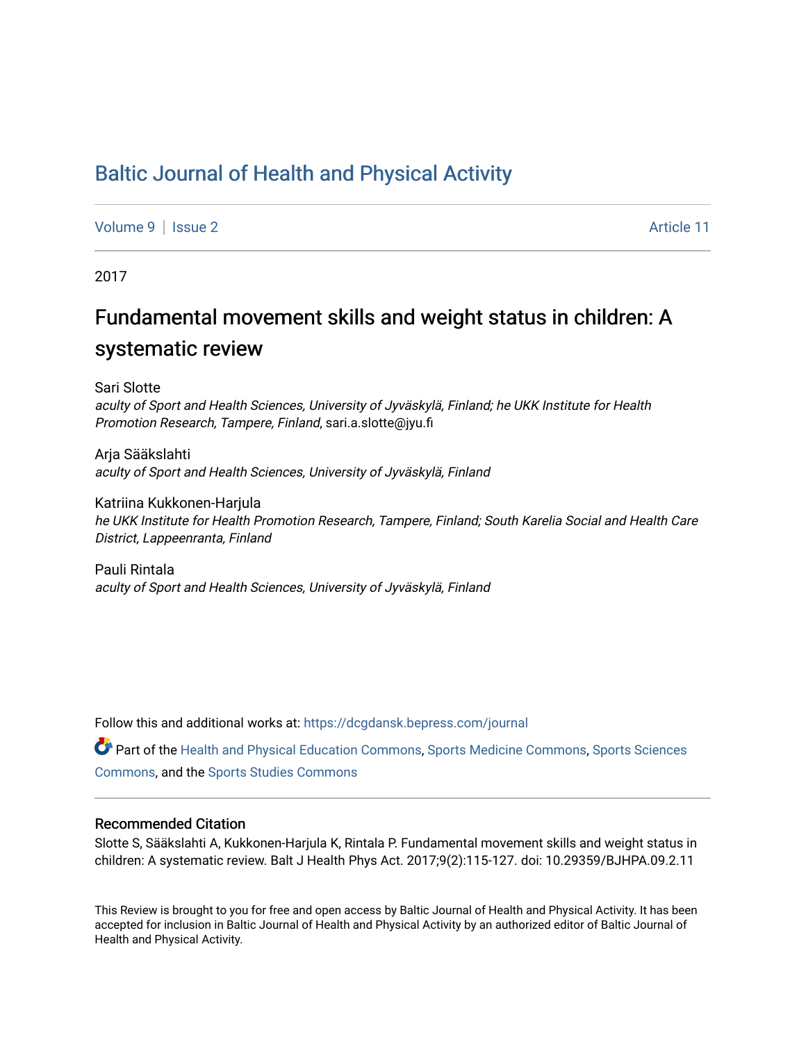# Baltic Journal of Health and Physical Activity

Volume 9 | Issue 2 Article 11

2017

## Fundamental movement skills and weight status in children: A systematic review

Sari Slotte
*aculty of Sport and Health Sciences, University of Jyväskylä, Finland; he UKK Institute for Health Promotion Research, Tampere, Finland*, sari.a.slotte@jyu.fi

Arja Sääkslahti
*aculty of Sport and Health Sciences, University of Jyväskylä, Finland*

Katriina Kukkonen-Harjula
*he UKK Institute for Health Promotion Research, Tampere, Finland; South Karelia Social and Health Care District, Lappeenranta, Finland*

Pauli Rintala
*aculty of Sport and Health Sciences, University of Jyväskylä, Finland*

Follow this and additional works at: https://dcgdansk.bepress.com/journal

Part of the Health and Physical Education Commons, Sports Medicine Commons, Sports Sciences Commons, and the Sports Studies Commons

### Recommended Citation

Slotte S, Sääkslahti A, Kukkonen-Harjula K, Rintala P. Fundamental movement skills and weight status in children: A systematic review. Balt J Health Phys Act. 2017;9(2):115-127. doi: 10.29359/BJHPA.09.2.11

This Review is brought to you for free and open access by Baltic Journal of Health and Physical Activity. It has been accepted for inclusion in Baltic Journal of Health and Physical Activity by an authorized editor of Baltic Journal of Health and Physical Activity.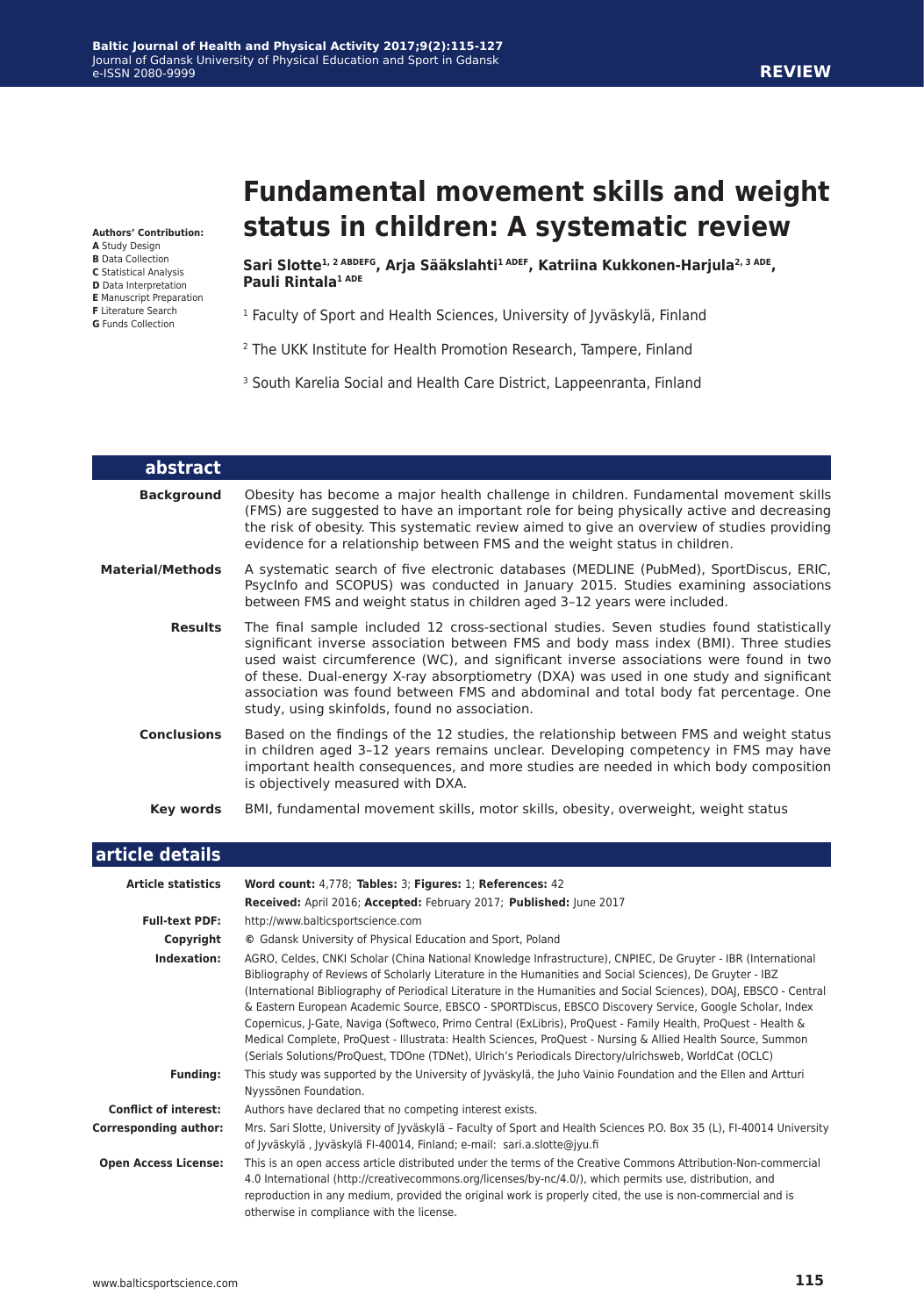**Authors' Contribution:**
**A** Study Design
**B** Data Collection
**C** Statistical Analysis
**D** Data Interpretation
**E** Manuscript Preparation
**F** Literature Search
**G** Funds Collection

REVIEW

# Fundamental movement skills and weight status in children: A systematic review

**Sari Slotte[1, 2 ABDEFG], Arja Sääkslahti[1 ADEF], Katriina Kukkonen-Harjula[2, 3 ADE], Pauli Rintala[1 ADE]**

[1] Faculty of Sport and Health Sciences, University of Jyväskylä, Finland

[2] The UKK Institute for Health Promotion Research, Tampere, Finland

[3] South Karelia Social and Health Care District, Lappeenranta, Finland

## abstract

**Background** Obesity has become a major health challenge in children. Fundamental movement skills (FMS) are suggested to have an important role for being physically active and decreasing the risk of obesity. This systematic review aimed to give an overview of studies providing evidence for a relationship between FMS and the weight status in children.

**Material/Methods** A systematic search of five electronic databases (MEDLINE (PubMed), SportDiscus, ERIC, PsycInfo and SCOPUS) was conducted in January 2015. Studies examining associations between FMS and weight status in children aged 3–12 years were included.

**Results** The final sample included 12 cross-sectional studies. Seven studies found statistically significant inverse association between FMS and body mass index (BMI). Three studies used waist circumference (WC), and significant inverse associations were found in two of these. Dual-energy X-ray absorptiometry (DXA) was used in one study and significant association was found between FMS and abdominal and total body fat percentage. One study, using skinfolds, found no association.

**Conclusions** Based on the findings of the 12 studies, the relationship between FMS and weight status in children aged 3–12 years remains unclear. Developing competency in FMS may have important health consequences, and more studies are needed in which body composition is objectively measured with DXA.

**Key words** BMI, fundamental movement skills, motor skills, obesity, overweight, weight status

## article details

**Article statistics** **Word count:** 4,778; **Tables:** 3; **Figures:** 1; **References:** 42
**Received:** April 2016; **Accepted:** February 2017; **Published:** June 2017

**Full-text PDF:** http://www.balticsportscience.com

**Copyright** © Gdansk University of Physical Education and Sport, Poland

**Indexation:** AGRO, Celdes, CNKI Scholar (China National Knowledge Infrastructure), CNPIEC, De Gruyter - IBR (International Bibliography of Reviews of Scholarly Literature in the Humanities and Social Sciences), De Gruyter - IBZ (International Bibliography of Periodical Literature in the Humanities and Social Sciences), DOAJ, EBSCO - Central & Eastern European Academic Source, EBSCO - SPORTDiscus, EBSCO Discovery Service, Google Scholar, Index Copernicus, J-Gate, Naviga (Softweco, Primo Central (ExLibris), ProQuest - Family Health, ProQuest - Health & Medical Complete, ProQuest - Illustrata: Health Sciences, ProQuest - Nursing & Allied Health Source, Summon (Serials Solutions/ProQuest, TDOne (TDNet), Ulrich's Periodicals Directory/ulrichsweb, WorldCat (OCLC)

**Funding:** This study was supported by the University of Jyväskylä, the Juho Vainio Foundation and the Ellen and Artturi Nyyssönen Foundation.

**Conflict of interest:** Authors have declared that no competing interest exists.

**Corresponding author:** Mrs. Sari Slotte, University of Jyväskylä – Faculty of Sport and Health Sciences P.O. Box 35 (L), FI-40014 University of Jyväskylä , Jyväskylä FI-40014, Finland; e-mail: sari.a.slotte@jyu.fi

**Open Access License:** This is an open access article distributed under the terms of the Creative Commons Attribution-Non-commercial 4.0 International (http://creativecommons.org/licenses/by-nc/4.0/), which permits use, distribution, and reproduction in any medium, provided the original work is properly cited, the use is non-commercial and is otherwise in compliance with the license.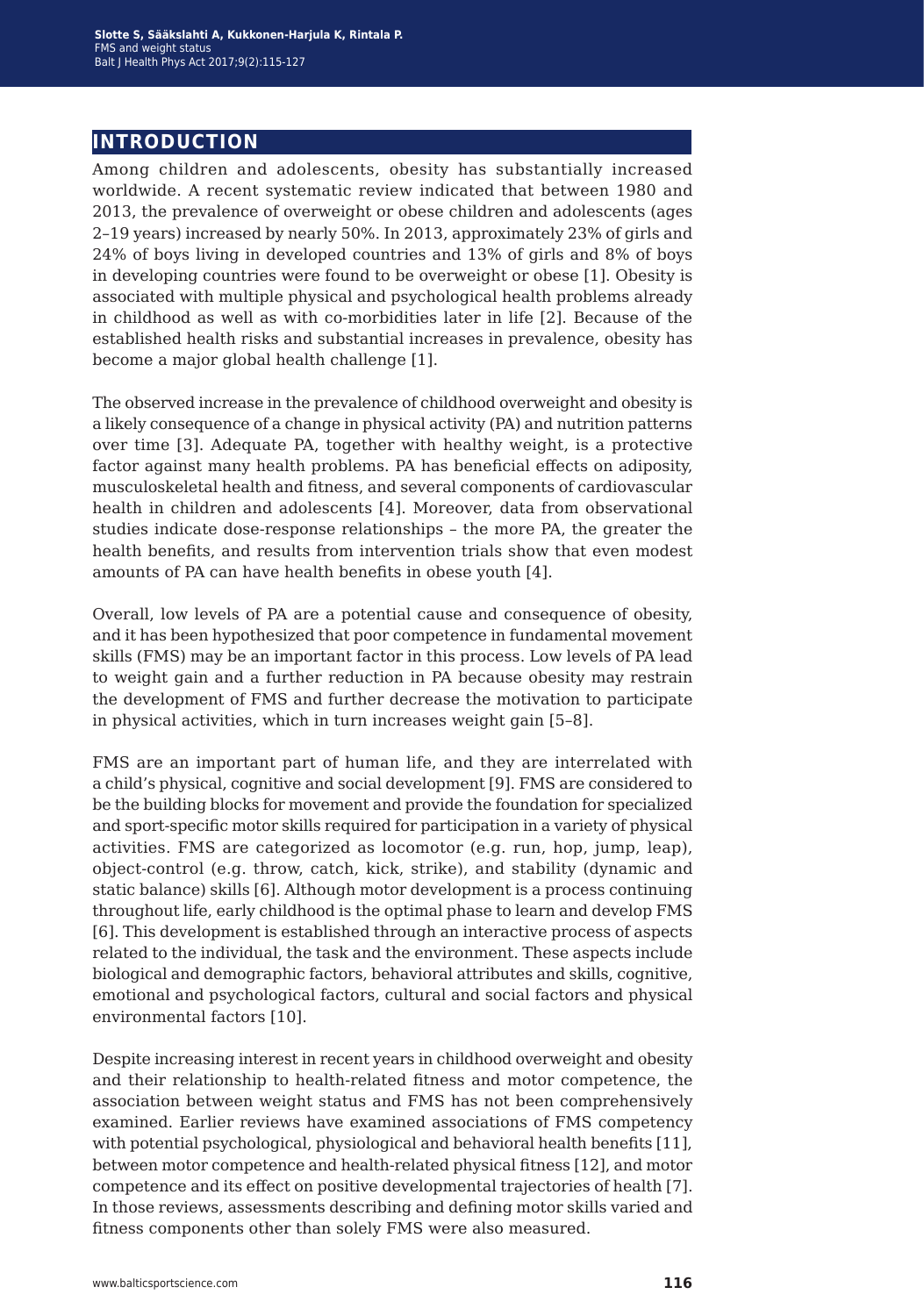## INTRODUCTION

Among children and adolescents, obesity has substantially increased worldwide. A recent systematic review indicated that between 1980 and 2013, the prevalence of overweight or obese children and adolescents (ages 2–19 years) increased by nearly 50%. In 2013, approximately 23% of girls and 24% of boys living in developed countries and 13% of girls and 8% of boys in developing countries were found to be overweight or obese [1]. Obesity is associated with multiple physical and psychological health problems already in childhood as well as with co-morbidities later in life [2]. Because of the established health risks and substantial increases in prevalence, obesity has become a major global health challenge [1].

The observed increase in the prevalence of childhood overweight and obesity is a likely consequence of a change in physical activity (PA) and nutrition patterns over time [3]. Adequate PA, together with healthy weight, is a protective factor against many health problems. PA has beneficial effects on adiposity, musculoskeletal health and fitness, and several components of cardiovascular health in children and adolescents [4]. Moreover, data from observational studies indicate dose-response relationships – the more PA, the greater the health benefits, and results from intervention trials show that even modest amounts of PA can have health benefits in obese youth [4].

Overall, low levels of PA are a potential cause and consequence of obesity, and it has been hypothesized that poor competence in fundamental movement skills (FMS) may be an important factor in this process. Low levels of PA lead to weight gain and a further reduction in PA because obesity may restrain the development of FMS and further decrease the motivation to participate in physical activities, which in turn increases weight gain [5–8].

FMS are an important part of human life, and they are interrelated with a child's physical, cognitive and social development [9]. FMS are considered to be the building blocks for movement and provide the foundation for specialized and sport-specific motor skills required for participation in a variety of physical activities. FMS are categorized as locomotor (e.g. run, hop, jump, leap), object-control (e.g. throw, catch, kick, strike), and stability (dynamic and static balance) skills [6]. Although motor development is a process continuing throughout life, early childhood is the optimal phase to learn and develop FMS [6]. This development is established through an interactive process of aspects related to the individual, the task and the environment. These aspects include biological and demographic factors, behavioral attributes and skills, cognitive, emotional and psychological factors, cultural and social factors and physical environmental factors [10].

Despite increasing interest in recent years in childhood overweight and obesity and their relationship to health-related fitness and motor competence, the association between weight status and FMS has not been comprehensively examined. Earlier reviews have examined associations of FMS competency with potential psychological, physiological and behavioral health benefits [11], between motor competence and health-related physical fitness [12], and motor competence and its effect on positive developmental trajectories of health [7]. In those reviews, assessments describing and defining motor skills varied and fitness components other than solely FMS were also measured.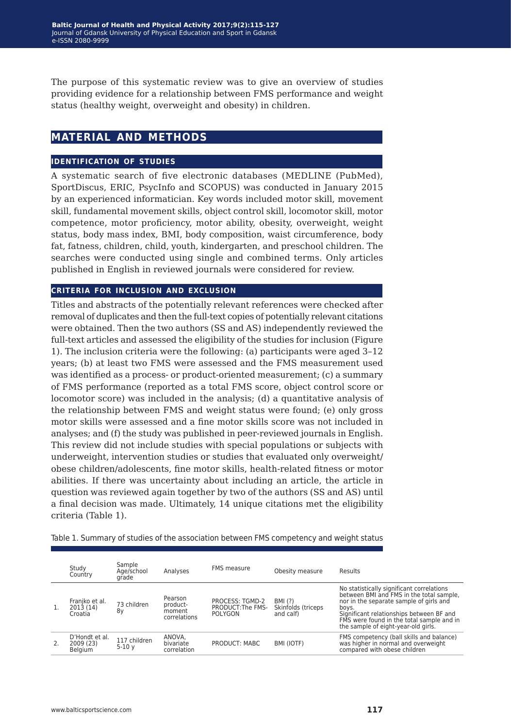The purpose of this systematic review was to give an overview of studies providing evidence for a relationship between FMS performance and weight status (healthy weight, overweight and obesity) in children.

## MATERIAL AND METHODS

### IDENTIFICATION OF STUDIES

A systematic search of five electronic databases (MEDLINE (PubMed), SportDiscus, ERIC, PsycInfo and SCOPUS) was conducted in January 2015 by an experienced informatician. Key words included motor skill, movement skill, fundamental movement skills, object control skill, locomotor skill, motor competence, motor proficiency, motor ability, obesity, overweight, weight status, body mass index, BMI, body composition, waist circumference, body fat, fatness, children, child, youth, kindergarten, and preschool children. The searches were conducted using single and combined terms. Only articles published in English in reviewed journals were considered for review.

### CRITERIA FOR INCLUSION AND EXCLUSION

Titles and abstracts of the potentially relevant references were checked after removal of duplicates and then the full-text copies of potentially relevant citations were obtained. Then the two authors (SS and AS) independently reviewed the full-text articles and assessed the eligibility of the studies for inclusion (Figure 1). The inclusion criteria were the following: (a) participants were aged 3–12 years; (b) at least two FMS were assessed and the FMS measurement used was identified as a process- or product-oriented measurement; (c) a summary of FMS performance (reported as a total FMS score, object control score or locomotor score) was included in the analysis; (d) a quantitative analysis of the relationship between FMS and weight status were found; (e) only gross motor skills were assessed and a fine motor skills score was not included in analyses; and (f) the study was published in peer-reviewed journals in English. This review did not include studies with special populations or subjects with underweight, intervention studies or studies that evaluated only overweight/obese children/adolescents, fine motor skills, health-related fitness or motor abilities. If there was uncertainty about including an article, the article in question was reviewed again together by two of the authors (SS and AS) until a final decision was made. Ultimately, 14 unique citations met the eligibility criteria (Table 1).

Table 1. Summary of studies of the association between FMS competency and weight status

| | Study Country | Sample Age/school grade | Analyses | FMS measure | Obesity measure | Results |
|---|---|---|---|---|---|---|
| 1. | Franjko et al. 2013 (14) Croatia | 73 children 8y | Pearson product-moment correlations | PROCESS: TGMD-2 PRODUCT:The FMS-POLYGON | BMI (?) Skinfolds (triceps and calf) | No statistically significant correlations between BMI and FMS in the total sample, nor in the separate sample of girls and boys. Significant relationships between BF and FMS were found in the total sample and in the sample of eight-year-old girls. |
| 2. | D'Hondt et al. 2009 (23) Belgium | 117 children 5-10 y | ANOVA, bivariate correlation | PRODUCT: MABC | BMI (IOTF) | FMS competency (ball skills and balance) was higher in normal and overweight compared with obese children |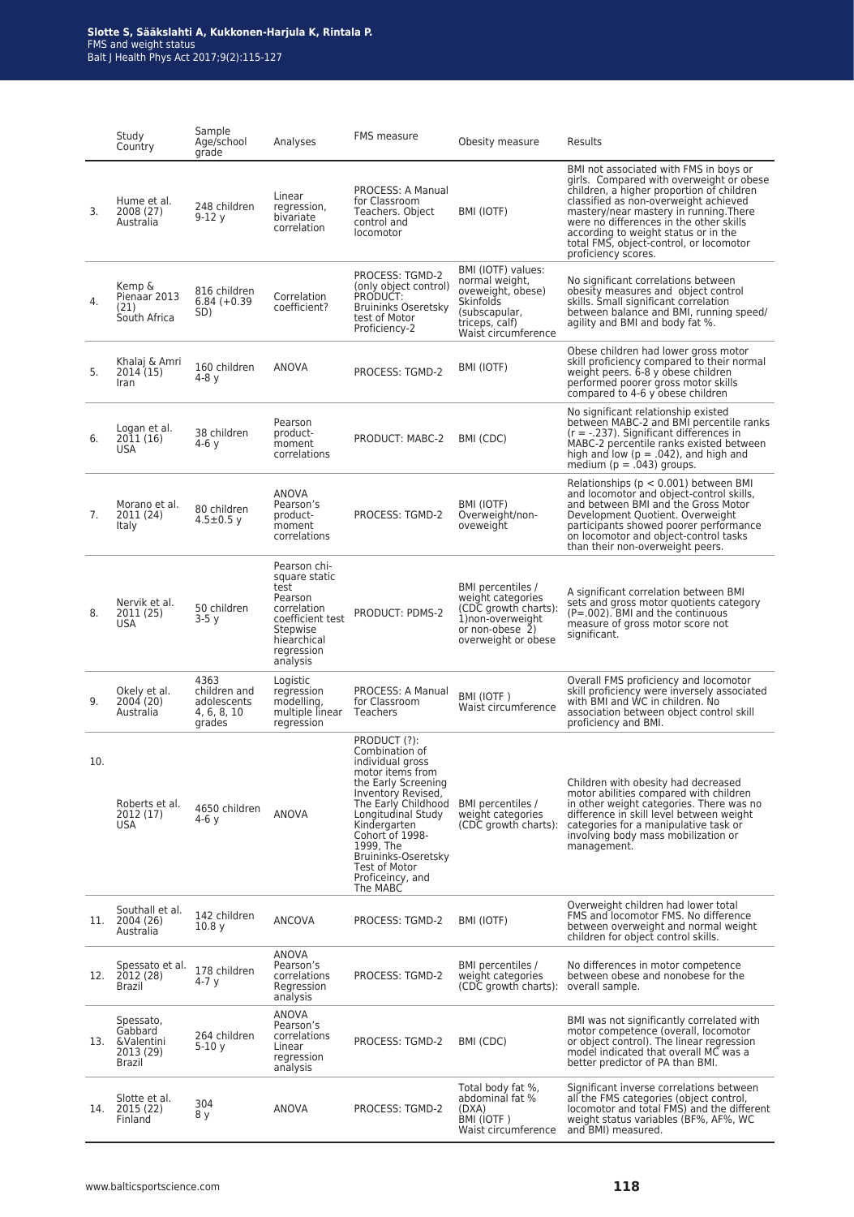| | Study Country | Sample Age/school grade | Analyses | FMS measure | Obesity measure | Results |
|---|---|---|---|---|---|---|
| 3. | Hume et al. 2008 (27) Australia | 248 children 9-12 y | Linear regression, bivariate correlation | PROCESS: A Manual for Classroom Teachers. Object control and locomotor | BMI (IOTF) | BMI not associated with FMS in boys or girls. Compared with overweight or obese children, a higher proportion of children classified as non-overweight achieved mastery/near mastery in running.There were no differences in the other skills according to weight status or in the total FMS, object-control, or locomotor proficiency scores. |
| 4. | Kemp & Pienaar 2013 (21) South Africa | 816 children 6.84 (+0.39 SD) | Correlation coefficient? | PROCESS: TGMD-2 (only object control) PRODUCT: Bruininks Oseretsky test of Motor Proficiency-2 | BMI (IOTF) values: normal weight, oveweight, obese) Skinfolds (subscapular, triceps, calf) Waist circumference | No significant correlations between obesity measures and object control skills. Small significant correlation between balance and BMI, running speed/ agility and BMI and body fat %. |
| 5. | Khalaj & Amri 2014 (15) Iran | 160 children 4-8 y | ANOVA | PROCESS: TGMD-2 | BMI (IOTF) | Obese children had lower gross motor skill proficiency compared to their normal weight peers. 6-8 y obese children performed poorer gross motor skills compared to 4-6 y obese children |
| 6. | Logan et al. 2011 (16) USA | 38 children 4-6 y | Pearson product-moment correlations | PRODUCT: MABC-2 | BMI (CDC) | No significant relationship existed between MABC-2 and BMI percentile ranks (r = -.237). Significant differences in MABC-2 percentile ranks existed between high and low (p = .042), and high and medium (p = .043) groups. |
| 7. | Morano et al. 2011 (24) Italy | 80 children 4.5±0.5 y | ANOVA Pearson's product-moment correlations | PROCESS: TGMD-2 | BMI (IOTF) Overweight/non-oveweight | Relationships (p < 0.001) between BMI and locomotor and object-control skills, and between BMI and the Gross Motor Development Quotient. Overweight participants showed poorer performance on locomotor and object-control tasks than their non-overweight peers. |
| 8. | Nervik et al. 2011 (25) USA | 50 children 3-5 y | Pearson chi-square static test Pearson correlation coefficient test Stepwise hiearchical regression analysis | PRODUCT: PDMS-2 | BMI percentiles / weight categories (CDC growth charts): 1)non-overweight or non-obese 2) overweight or obese | A significant correlation between BMI sets and gross motor quotients category (P=.002). BMI and the continuous measure of gross motor score not significant. |
| 9. | Okely et al. 2004 (20) Australia | 4363 children and adolescents 4, 6, 8, 10 grades | Logistic regression modelling, multiple linear regression | PROCESS: A Manual for Classroom Teachers | BMI (IOTF ) Waist circumference | Overall FMS proficiency and locomotor skill proficiency were inversely associated with BMI and WC in children. No association between object control skill proficiency and BMI. |
| 10. | Roberts et al. 2012 (17) USA | 4650 children 4-6 y | ANOVA | PRODUCT (?): Combination of individual gross motor items from the Early Screening Inventory Revised, The Early Childhood Longitudinal Study Kindergarten Cohort of 1998-1999, The Bruininks-Oseretsky Test of Motor Proficeincy, and The MABC | BMI percentiles / weight categories (CDC growth charts): | Children with obesity had decreased motor abilities compared with children in other weight categories. There was no difference in skill level between weight categories for a manipulative task or involving body mass mobilization or management. |
| 11. | Southall et al. 2004 (26) Australia | 142 children 10.8 y | ANCOVA | PROCESS: TGMD-2 | BMI (IOTF) | Overweight children had lower total FMS and locomotor FMS. No difference between overweight and normal weight children for object control skills. |
| 12. | Spessato et al. 2012 (28) Brazil | 178 children 4-7 y | ANOVA Pearson's correlations Regression analysis | PROCESS: TGMD-2 | BMI percentiles / weight categories (CDC growth charts): | No differences in motor competence between obese and nonobese for the overall sample. |
| 13. | Spessato, Gabbard &Valentini 2013 (29) Brazil | 264 children 5-10 y | ANOVA Pearson's correlations Linear regression analysis | PROCESS: TGMD-2 | BMI (CDC) | BMI was not significantly correlated with motor competence (overall, locomotor or object control). The linear regression model indicated that overall MC was a better predictor of PA than BMI. |
| 14. | Slotte et al. 2015 (22) Finland | 304 8 y | ANOVA | PROCESS: TGMD-2 | Total body fat %, abdominal fat % (DXA) BMI (IOTF ) Waist circumference | Significant inverse correlations between all the FMS categories (object control, locomotor and total FMS) and the different weight status variables (BF%, AF%, WC and BMI) measured. |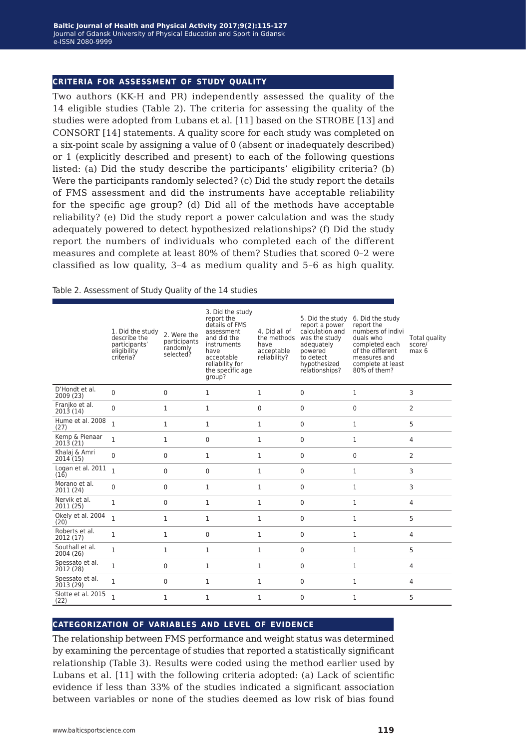## CRITERIA FOR ASSESSMENT OF STUDY QUALITY

Two authors (KK-H and PR) independently assessed the quality of the 14 eligible studies (Table 2). The criteria for assessing the quality of the studies were adopted from Lubans et al. [11] based on the STROBE [13] and CONSORT [14] statements. A quality score for each study was completed on a six-point scale by assigning a value of 0 (absent or inadequately described) or 1 (explicitly described and present) to each of the following questions listed: (a) Did the study describe the participants' eligibility criteria? (b) Were the participants randomly selected? (c) Did the study report the details of FMS assessment and did the instruments have acceptable reliability for the specific age group? (d) Did all of the methods have acceptable reliability? (e) Did the study report a power calculation and was the study adequately powered to detect hypothesized relationships? (f) Did the study report the numbers of individuals who completed each of the different measures and complete at least 80% of them? Studies that scored 0–2 were classified as low quality, 3–4 as medium quality and 5–6 as high quality.

Table 2. Assessment of Study Quality of the 14 studies

| | 1. Did the study describe the participants' eligibility criteria? | 2. Were the participants randomly selected? | 3. Did the study report the details of FMS assessment and did the instruments have acceptable reliability for the specific age group? | 4. Did all of the methods have acceptable reliability? | 5. Did the study report a power calculation and was the study adequately powered to detect hypothesized relationships? | 6. Did the study report the numbers of indivi duals who completed each of the different measures and complete at least 80% of them? | Total quality score/ max 6 |
|---|---|---|---|---|---|---|---|
| D'Hondt et al. 2009 (23) | 0 | 0 | 1 | 1 | 0 | 1 | 3 |
| Franjko et al. 2013 (14) | 0 | 1 | 1 | 0 | 0 | 0 | 2 |
| Hume et al. 2008 (27) | 1 | 1 | 1 | 1 | 0 | 1 | 5 |
| Kemp & Pienaar 2013 (21) | 1 | 1 | 0 | 1 | 0 | 1 | 4 |
| Khalaj & Amri 2014 (15) | 0 | 0 | 1 | 1 | 0 | 0 | 2 |
| Logan et al. 2011 (16) | 1 | 0 | 0 | 1 | 0 | 1 | 3 |
| Morano et al. 2011 (24) | 0 | 0 | 1 | 1 | 0 | 1 | 3 |
| Nervik et al. 2011 (25) | 1 | 0 | 1 | 1 | 0 | 1 | 4 |
| Okely et al. 2004 (20) | 1 | 1 | 1 | 1 | 0 | 1 | 5 |
| Roberts et al. 2012 (17) | 1 | 1 | 0 | 1 | 0 | 1 | 4 |
| Southall et al. 2004 (26) | 1 | 1 | 1 | 1 | 0 | 1 | 5 |
| Spessato et al. 2012 (28) | 1 | 0 | 1 | 1 | 0 | 1 | 4 |
| Spessato et al. 2013 (29) | 1 | 0 | 1 | 1 | 0 | 1 | 4 |
| Slotte et al. 2015 (22) | 1 | 1 | 1 | 1 | 0 | 1 | 5 |

## CATEGORIZATION OF VARIABLES AND LEVEL OF EVIDENCE

The relationship between FMS performance and weight status was determined by examining the percentage of studies that reported a statistically significant relationship (Table 3). Results were coded using the method earlier used by Lubans et al. [11] with the following criteria adopted: (a) Lack of scientific evidence if less than 33% of the studies indicated a significant association between variables or none of the studies deemed as low risk of bias found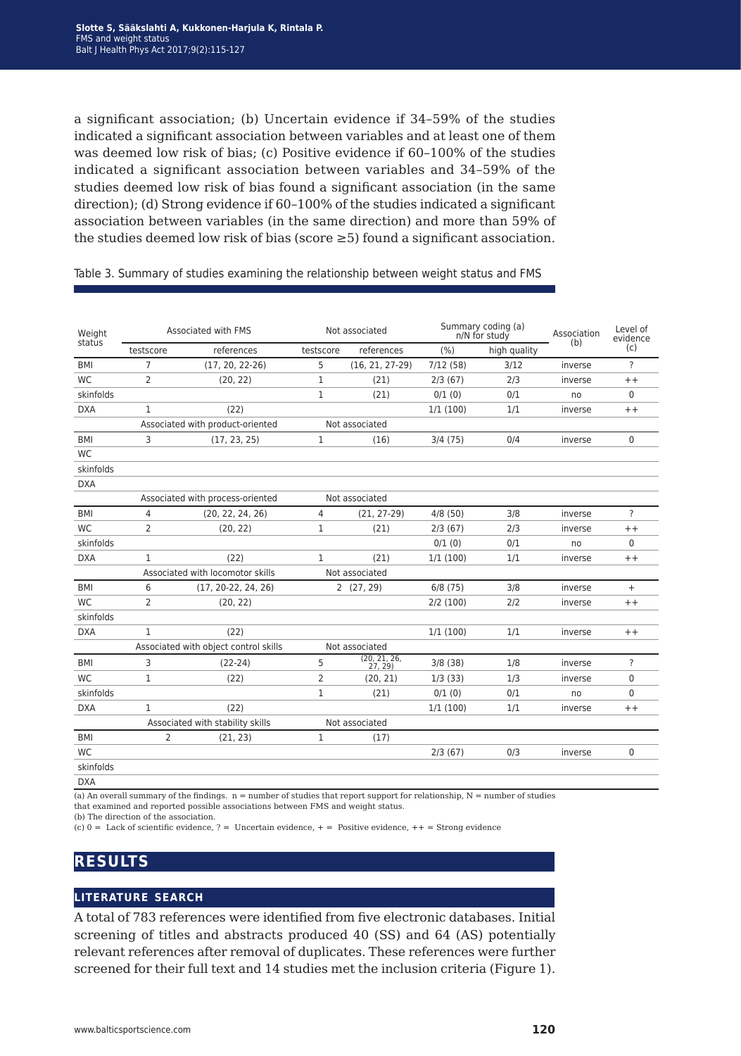a significant association; (b) Uncertain evidence if 34–59% of the studies indicated a significant association between variables and at least one of them was deemed low risk of bias; (c) Positive evidence if 60–100% of the studies indicated a significant association between variables and 34–59% of the studies deemed low risk of bias found a significant association (in the same direction); (d) Strong evidence if 60–100% of the studies indicated a significant association between variables (in the same direction) and more than 59% of the studies deemed low risk of bias (score ≥5) found a significant association.

Table 3. Summary of studies examining the relationship between weight status and FMS

| Weight status | Associated with FMS | | Not associated | | Summary coding (a) n/N for study | | Association (b) | Level of evidence (c) |
|---|---|---|---|---|---|---|---|---|
| | testscore | references | testscore | references | (%) | high quality | | |
| BMI | 7 | (17, 20, 22-26) | 5 | (16, 21, 27-29) | 7/12 (58) | 3/12 | inverse | ? |
| WC | 2 | (20, 22) | 1 | (21) | 2/3 (67) | 2/3 | inverse | ++ |
| skinfolds | | | 1 | (21) | 0/1 (0) | 0/1 | no | 0 |
| DXA | 1 | (22) | | | 1/1 (100) | 1/1 | inverse | ++ |
| | Associated with product-oriented | | Not associated | | | | | |
| BMI | 3 | (17, 23, 25) | 1 | (16) | 3/4 (75) | 0/4 | inverse | 0 |
| WC | | | | | | | | |
| skinfolds | | | | | | | | |
| DXA | | | | | | | | |
| | Associated with process-oriented | | Not associated | | | | | |
| BMI | 4 | (20, 22, 24, 26) | 4 | (21, 27-29) | 4/8 (50) | 3/8 | inverse | ? |
| WC | 2 | (20, 22) | 1 | (21) | 2/3 (67) | 2/3 | inverse | ++ |
| skinfolds | | | | | 0/1 (0) | 0/1 | no | 0 |
| DXA | 1 | (22) | 1 | (21) | 1/1 (100) | 1/1 | inverse | ++ |
| | Associated with locomotor skills | | Not associated | | | | | |
| BMI | 6 | (17, 20-22, 24, 26) | 2 | (27, 29) | 6/8 (75) | 3/8 | inverse | + |
| WC | 2 | (20, 22) | | | 2/2 (100) | 2/2 | inverse | ++ |
| skinfolds | | | | | | | | |
| DXA | 1 | (22) | | | 1/1 (100) | 1/1 | inverse | ++ |
| | Associated with object control skills | | Not associated | | | | | |
| BMI | 3 | (22-24) | 5 | (20, 21, 26, 27, 29) | 3/8 (38) | 1/8 | inverse | ? |
| WC | 1 | (22) | 2 | (20, 21) | 1/3 (33) | 1/3 | inverse | 0 |
| skinfolds | | | 1 | (21) | 0/1 (0) | 0/1 | no | 0 |
| DXA | 1 | (22) | | | 1/1 (100) | 1/1 | inverse | ++ |
| | Associated with stability skills | | Not associated | | | | | |
| BMI | 2 | (21, 23) | 1 | (17) | | | | |
| WC | | | | | 2/3 (67) | 0/3 | inverse | 0 |
| skinfolds | | | | | | | | |
| DXA | | | | | | | | |

(a) An overall summary of the findings. n = number of studies that report support for relationship, N = number of studies that examined and reported possible associations between FMS and weight status.
(b) The direction of the association.
(c) 0 = Lack of scientific evidence, ? = Uncertain evidence, + = Positive evidence, ++ = Strong evidence

# RESULTS

## LITERATURE SEARCH

A total of 783 references were identified from five electronic databases. Initial screening of titles and abstracts produced 40 (SS) and 64 (AS) potentially relevant references after removal of duplicates. These references were further screened for their full text and 14 studies met the inclusion criteria (Figure 1).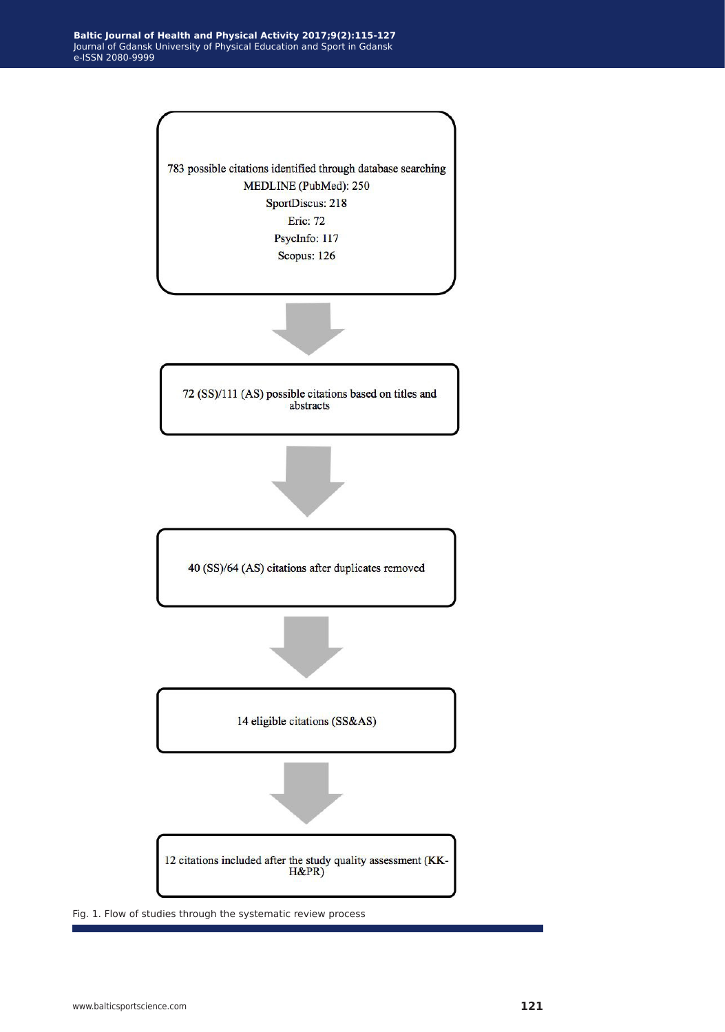783 possible citations identified through database searching
MEDLINE (PubMed): 250
SportDiscus: 218
Eric: 72
PsycInfo: 117
Scopus: 126

↓

72 (SS)/111 (AS) possible citations based on titles and abstracts

↓

40 (SS)/64 (AS) citations after duplicates removed

↓

14 eligible citations (SS&AS)

↓

12 citations included after the study quality assessment (KK-H&PR)

Fig. 1. Flow of studies through the systematic review process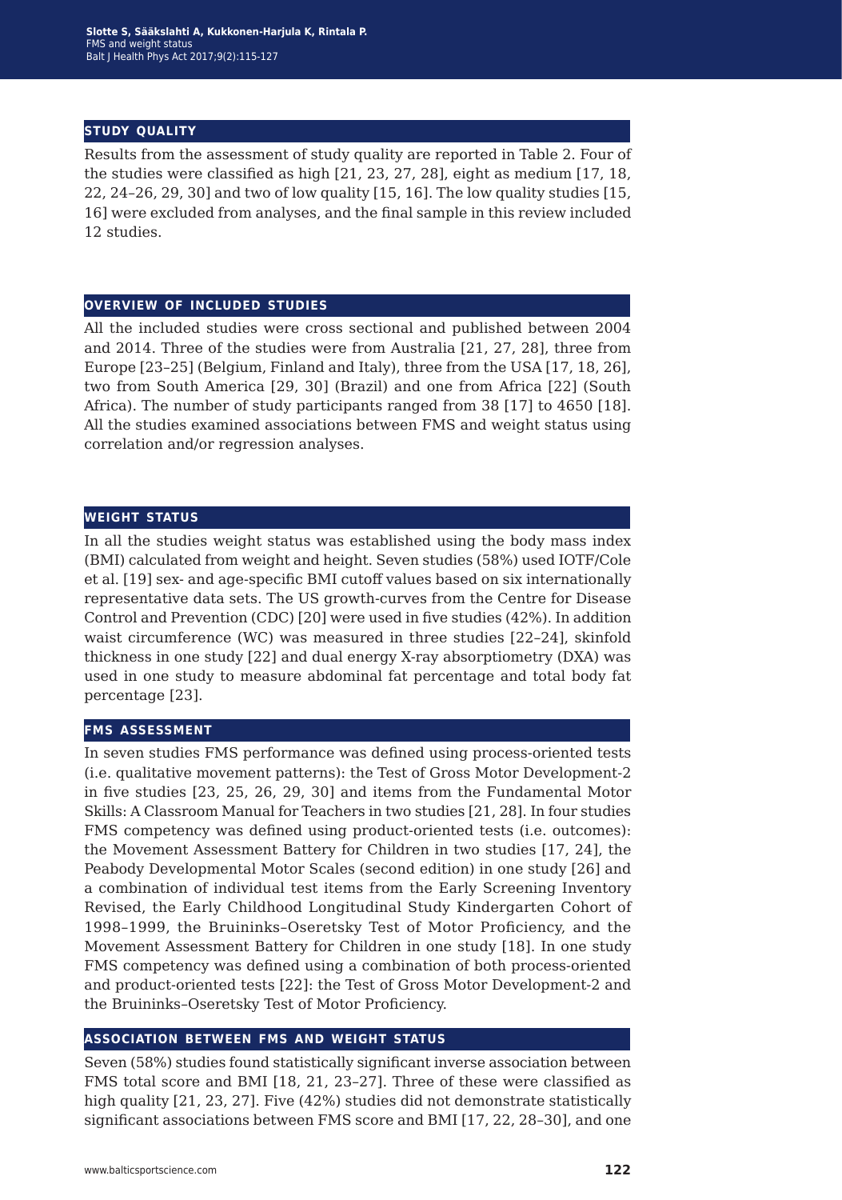## STUDY QUALITY

Results from the assessment of study quality are reported in Table 2. Four of the studies were classified as high [21, 23, 27, 28], eight as medium [17, 18, 22, 24–26, 29, 30] and two of low quality [15, 16]. The low quality studies [15, 16] were excluded from analyses, and the final sample in this review included 12 studies.

## OVERVIEW OF INCLUDED STUDIES

All the included studies were cross sectional and published between 2004 and 2014. Three of the studies were from Australia [21, 27, 28], three from Europe [23–25] (Belgium, Finland and Italy), three from the USA [17, 18, 26], two from South America [29, 30] (Brazil) and one from Africa [22] (South Africa). The number of study participants ranged from 38 [17] to 4650 [18]. All the studies examined associations between FMS and weight status using correlation and/or regression analyses.

## WEIGHT STATUS

In all the studies weight status was established using the body mass index (BMI) calculated from weight and height. Seven studies (58%) used IOTF/Cole et al. [19] sex- and age-specific BMI cutoff values based on six internationally representative data sets. The US growth-curves from the Centre for Disease Control and Prevention (CDC) [20] were used in five studies (42%). In addition waist circumference (WC) was measured in three studies [22–24], skinfold thickness in one study [22] and dual energy X-ray absorptiometry (DXA) was used in one study to measure abdominal fat percentage and total body fat percentage [23].

## FMS ASSESSMENT

In seven studies FMS performance was defined using process-oriented tests (i.e. qualitative movement patterns): the Test of Gross Motor Development-2 in five studies [23, 25, 26, 29, 30] and items from the Fundamental Motor Skills: A Classroom Manual for Teachers in two studies [21, 28]. In four studies FMS competency was defined using product-oriented tests (i.e. outcomes): the Movement Assessment Battery for Children in two studies [17, 24], the Peabody Developmental Motor Scales (second edition) in one study [26] and a combination of individual test items from the Early Screening Inventory Revised, the Early Childhood Longitudinal Study Kindergarten Cohort of 1998–1999, the Bruininks–Oseretsky Test of Motor Proficiency, and the Movement Assessment Battery for Children in one study [18]. In one study FMS competency was defined using a combination of both process-oriented and product-oriented tests [22]: the Test of Gross Motor Development-2 and the Bruininks–Oseretsky Test of Motor Proficiency.

## ASSOCIATION BETWEEN FMS AND WEIGHT STATUS

Seven (58%) studies found statistically significant inverse association between FMS total score and BMI [18, 21, 23–27]. Three of these were classified as high quality [21, 23, 27]. Five (42%) studies did not demonstrate statistically significant associations between FMS score and BMI [17, 22, 28–30], and one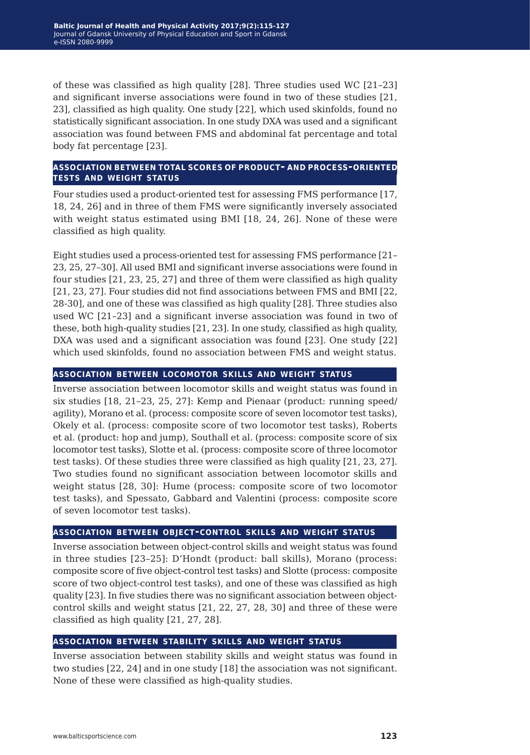of these was classified as high quality [28]. Three studies used WC [21–23] and significant inverse associations were found in two of these studies [21, 23], classified as high quality. One study [22], which used skinfolds, found no statistically significant association. In one study DXA was used and a significant association was found between FMS and abdominal fat percentage and total body fat percentage [23].

### ASSOCIATION BETWEEN TOTAL SCORES OF PRODUCT- AND PROCESS-ORIENTED TESTS AND WEIGHT STATUS

Four studies used a product-oriented test for assessing FMS performance [17, 18, 24, 26] and in three of them FMS were significantly inversely associated with weight status estimated using BMI [18, 24, 26]. None of these were classified as high quality.

Eight studies used a process-oriented test for assessing FMS performance [21–23, 25, 27–30]. All used BMI and significant inverse associations were found in four studies [21, 23, 25, 27] and three of them were classified as high quality [21, 23, 27]. Four studies did not find associations between FMS and BMI [22, 28-30], and one of these was classified as high quality [28]. Three studies also used WC [21–23] and a significant inverse association was found in two of these, both high-quality studies [21, 23]. In one study, classified as high quality, DXA was used and a significant association was found [23]. One study [22] which used skinfolds, found no association between FMS and weight status.

### ASSOCIATION BETWEEN LOCOMOTOR SKILLS AND WEIGHT STATUS

Inverse association between locomotor skills and weight status was found in six studies [18, 21–23, 25, 27]: Kemp and Pienaar (product: running speed/agility), Morano et al. (process: composite score of seven locomotor test tasks), Okely et al. (process: composite score of two locomotor test tasks), Roberts et al. (product: hop and jump), Southall et al. (process: composite score of six locomotor test tasks), Slotte et al. (process: composite score of three locomotor test tasks). Of these studies three were classified as high quality [21, 23, 27]. Two studies found no significant association between locomotor skills and weight status [28, 30]: Hume (process: composite score of two locomotor test tasks), and Spessato, Gabbard and Valentini (process: composite score of seven locomotor test tasks).

### ASSOCIATION BETWEEN OBJECT-CONTROL SKILLS AND WEIGHT STATUS

Inverse association between object-control skills and weight status was found in three studies [23–25]: D'Hondt (product: ball skills), Morano (process: composite score of five object-control test tasks) and Slotte (process: composite score of two object-control test tasks), and one of these was classified as high quality [23]. In five studies there was no significant association between object-control skills and weight status [21, 22, 27, 28, 30] and three of these were classified as high quality [21, 27, 28].

### ASSOCIATION BETWEEN STABILITY SKILLS AND WEIGHT STATUS

Inverse association between stability skills and weight status was found in two studies [22, 24] and in one study [18] the association was not significant. None of these were classified as high-quality studies.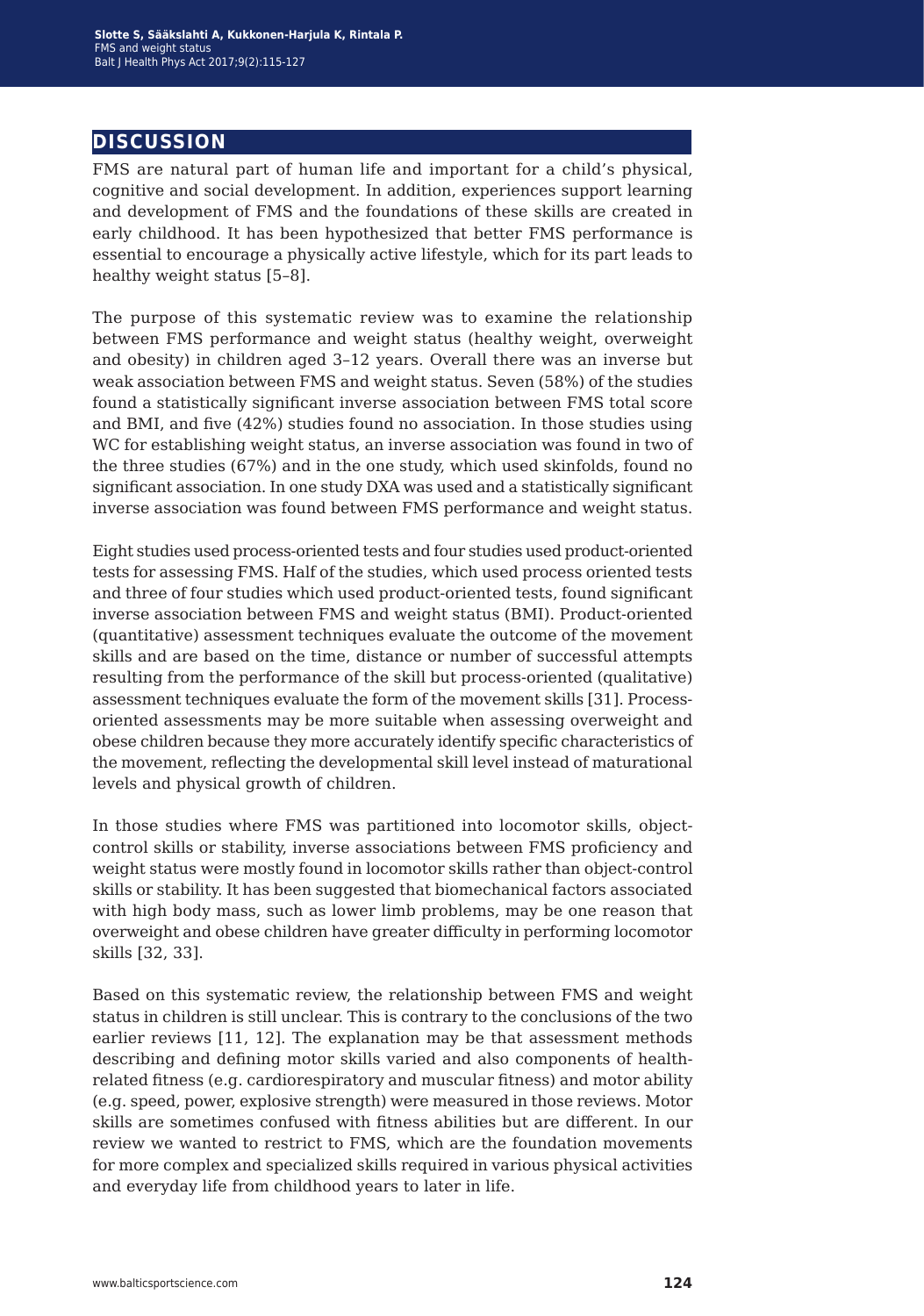## DISCUSSION

FMS are natural part of human life and important for a child's physical, cognitive and social development. In addition, experiences support learning and development of FMS and the foundations of these skills are created in early childhood. It has been hypothesized that better FMS performance is essential to encourage a physically active lifestyle, which for its part leads to healthy weight status [5–8].

The purpose of this systematic review was to examine the relationship between FMS performance and weight status (healthy weight, overweight and obesity) in children aged 3–12 years. Overall there was an inverse but weak association between FMS and weight status. Seven (58%) of the studies found a statistically significant inverse association between FMS total score and BMI, and five (42%) studies found no association. In those studies using WC for establishing weight status, an inverse association was found in two of the three studies (67%) and in the one study, which used skinfolds, found no significant association. In one study DXA was used and a statistically significant inverse association was found between FMS performance and weight status.

Eight studies used process-oriented tests and four studies used product-oriented tests for assessing FMS. Half of the studies, which used process oriented tests and three of four studies which used product-oriented tests, found significant inverse association between FMS and weight status (BMI). Product-oriented (quantitative) assessment techniques evaluate the outcome of the movement skills and are based on the time, distance or number of successful attempts resulting from the performance of the skill but process-oriented (qualitative) assessment techniques evaluate the form of the movement skills [31]. Process-oriented assessments may be more suitable when assessing overweight and obese children because they more accurately identify specific characteristics of the movement, reflecting the developmental skill level instead of maturational levels and physical growth of children.

In those studies where FMS was partitioned into locomotor skills, object-control skills or stability, inverse associations between FMS proficiency and weight status were mostly found in locomotor skills rather than object-control skills or stability. It has been suggested that biomechanical factors associated with high body mass, such as lower limb problems, may be one reason that overweight and obese children have greater difficulty in performing locomotor skills [32, 33].

Based on this systematic review, the relationship between FMS and weight status in children is still unclear. This is contrary to the conclusions of the two earlier reviews [11, 12]. The explanation may be that assessment methods describing and defining motor skills varied and also components of health-related fitness (e.g. cardiorespiratory and muscular fitness) and motor ability (e.g. speed, power, explosive strength) were measured in those reviews. Motor skills are sometimes confused with fitness abilities but are different. In our review we wanted to restrict to FMS, which are the foundation movements for more complex and specialized skills required in various physical activities and everyday life from childhood years to later in life.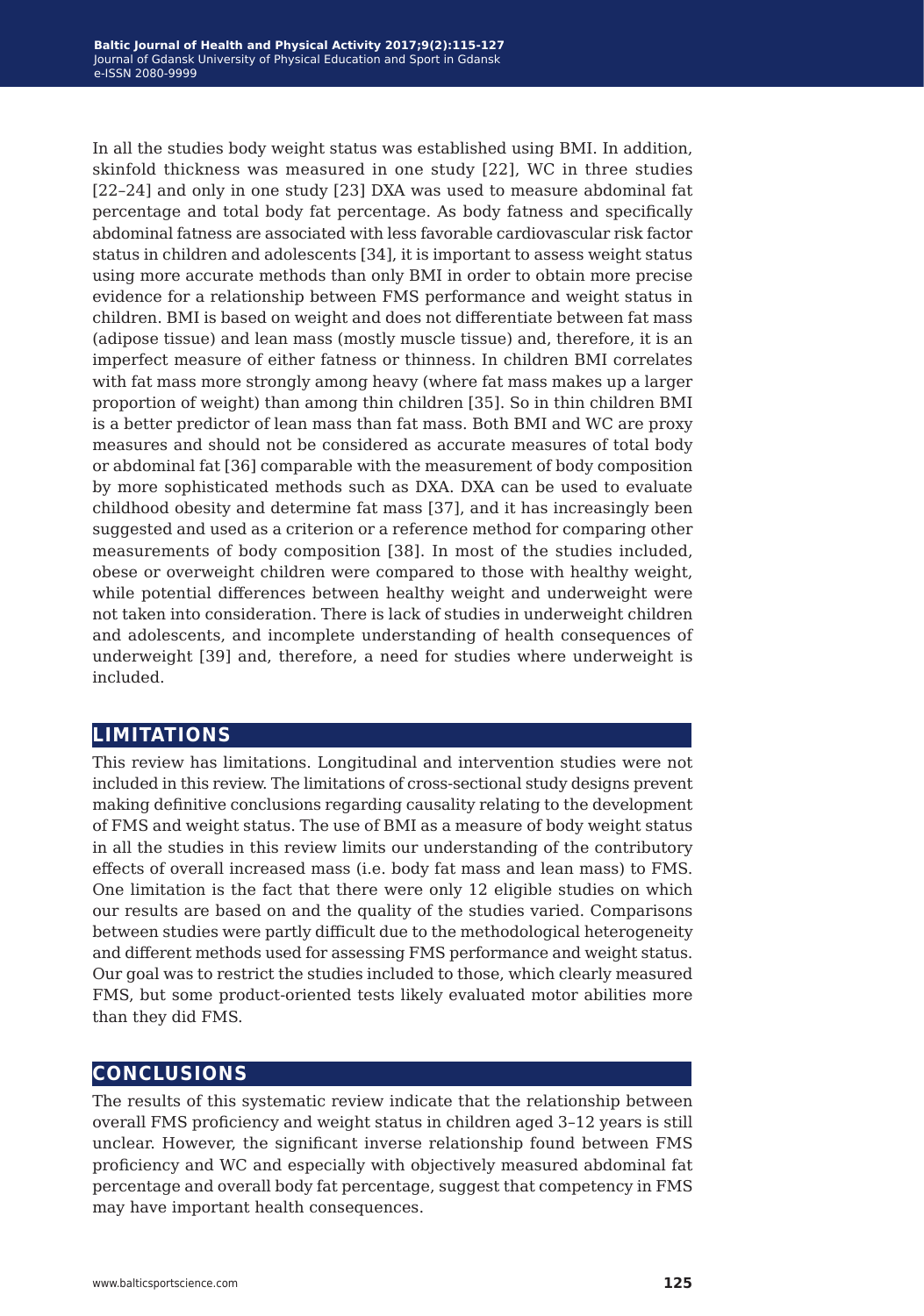In all the studies body weight status was established using BMI. In addition, skinfold thickness was measured in one study [22], WC in three studies [22–24] and only in one study [23] DXA was used to measure abdominal fat percentage and total body fat percentage. As body fatness and specifically abdominal fatness are associated with less favorable cardiovascular risk factor status in children and adolescents [34], it is important to assess weight status using more accurate methods than only BMI in order to obtain more precise evidence for a relationship between FMS performance and weight status in children. BMI is based on weight and does not differentiate between fat mass (adipose tissue) and lean mass (mostly muscle tissue) and, therefore, it is an imperfect measure of either fatness or thinness. In children BMI correlates with fat mass more strongly among heavy (where fat mass makes up a larger proportion of weight) than among thin children [35]. So in thin children BMI is a better predictor of lean mass than fat mass. Both BMI and WC are proxy measures and should not be considered as accurate measures of total body or abdominal fat [36] comparable with the measurement of body composition by more sophisticated methods such as DXA. DXA can be used to evaluate childhood obesity and determine fat mass [37], and it has increasingly been suggested and used as a criterion or a reference method for comparing other measurements of body composition [38]. In most of the studies included, obese or overweight children were compared to those with healthy weight, while potential differences between healthy weight and underweight were not taken into consideration. There is lack of studies in underweight children and adolescents, and incomplete understanding of health consequences of underweight [39] and, therefore, a need for studies where underweight is included.

## LIMITATIONS

This review has limitations. Longitudinal and intervention studies were not included in this review. The limitations of cross-sectional study designs prevent making definitive conclusions regarding causality relating to the development of FMS and weight status. The use of BMI as a measure of body weight status in all the studies in this review limits our understanding of the contributory effects of overall increased mass (i.e. body fat mass and lean mass) to FMS. One limitation is the fact that there were only 12 eligible studies on which our results are based on and the quality of the studies varied. Comparisons between studies were partly difficult due to the methodological heterogeneity and different methods used for assessing FMS performance and weight status. Our goal was to restrict the studies included to those, which clearly measured FMS, but some product-oriented tests likely evaluated motor abilities more than they did FMS.

## CONCLUSIONS

The results of this systematic review indicate that the relationship between overall FMS proficiency and weight status in children aged 3–12 years is still unclear. However, the significant inverse relationship found between FMS proficiency and WC and especially with objectively measured abdominal fat percentage and overall body fat percentage, suggest that competency in FMS may have important health consequences.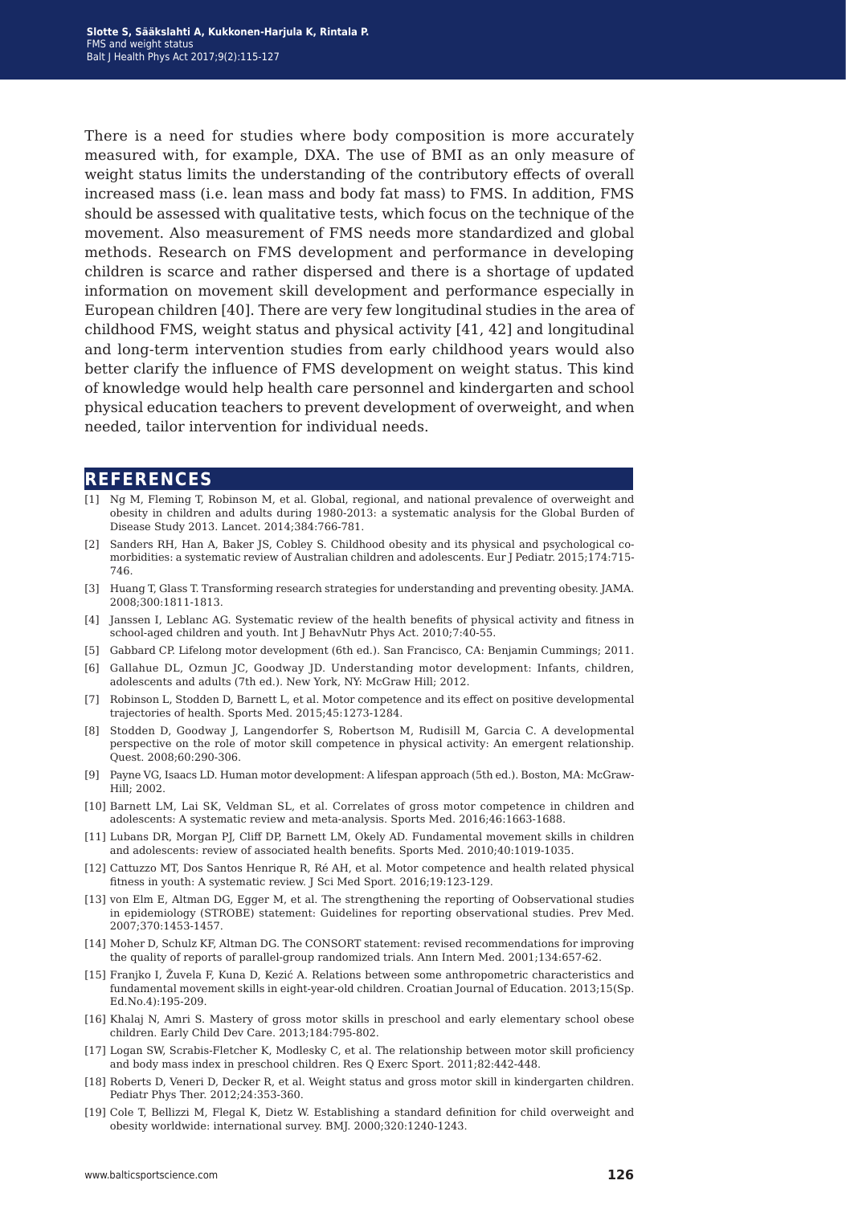There is a need for studies where body composition is more accurately measured with, for example, DXA. The use of BMI as an only measure of weight status limits the understanding of the contributory effects of overall increased mass (i.e. lean mass and body fat mass) to FMS. In addition, FMS should be assessed with qualitative tests, which focus on the technique of the movement. Also measurement of FMS needs more standardized and global methods. Research on FMS development and performance in developing children is scarce and rather dispersed and there is a shortage of updated information on movement skill development and performance especially in European children [40]. There are very few longitudinal studies in the area of childhood FMS, weight status and physical activity [41, 42] and longitudinal and long-term intervention studies from early childhood years would also better clarify the influence of FMS development on weight status. This kind of knowledge would help health care personnel and kindergarten and school physical education teachers to prevent development of overweight, and when needed, tailor intervention for individual needs.

## REFERENCES

[1] Ng M, Fleming T, Robinson M, et al. Global, regional, and national prevalence of overweight and obesity in children and adults during 1980-2013: a systematic analysis for the Global Burden of Disease Study 2013. Lancet. 2014;384:766-781.

[2] Sanders RH, Han A, Baker JS, Cobley S. Childhood obesity and its physical and psychological co-morbidities: a systematic review of Australian children and adolescents. Eur J Pediatr. 2015;174:715-746.

[3] Huang T, Glass T. Transforming research strategies for understanding and preventing obesity. JAMA. 2008;300:1811-1813.

[4] Janssen I, Leblanc AG. Systematic review of the health benefits of physical activity and fitness in school-aged children and youth. Int J BehavNutr Phys Act. 2010;7:40-55.

[5] Gabbard CP. Lifelong motor development (6th ed.). San Francisco, CA: Benjamin Cummings; 2011.

[6] Gallahue DL, Ozmun JC, Goodway JD. Understanding motor development: Infants, children, adolescents and adults (7th ed.). New York, NY: McGraw Hill; 2012.

[7] Robinson L, Stodden D, Barnett L, et al. Motor competence and its effect on positive developmental trajectories of health. Sports Med. 2015;45:1273-1284.

[8] Stodden D, Goodway J, Langendorfer S, Robertson M, Rudisill M, Garcia C. A developmental perspective on the role of motor skill competence in physical activity: An emergent relationship. Quest. 2008;60:290-306.

[9] Payne VG, Isaacs LD. Human motor development: A lifespan approach (5th ed.). Boston, MA: McGraw-Hill; 2002.

[10] Barnett LM, Lai SK, Veldman SL, et al. Correlates of gross motor competence in children and adolescents: A systematic review and meta-analysis. Sports Med. 2016;46:1663-1688.

[11] Lubans DR, Morgan PJ, Cliff DP, Barnett LM, Okely AD. Fundamental movement skills in children and adolescents: review of associated health benefits. Sports Med. 2010;40:1019-1035.

[12] Cattuzzo MT, Dos Santos Henrique R, Ré AH, et al. Motor competence and health related physical fitness in youth: A systematic review. J Sci Med Sport. 2016;19:123-129.

[13] von Elm E, Altman DG, Egger M, et al. The strengthening the reporting of Oobservational studies in epidemiology (STROBE) statement: Guidelines for reporting observational studies. Prev Med. 2007;370:1453-1457.

[14] Moher D, Schulz KF, Altman DG. The CONSORT statement: revised recommendations for improving the quality of reports of parallel-group randomized trials. Ann Intern Med. 2001;134:657-62.

[15] Franjko I, Žuvela F, Kuna D, Kezić A. Relations between some anthropometric characteristics and fundamental movement skills in eight-year-old children. Croatian Journal of Education. 2013;15(Sp. Ed.No.4):195-209.

[16] Khalaj N, Amri S. Mastery of gross motor skills in preschool and early elementary school obese children. Early Child Dev Care. 2013;184:795-802.

[17] Logan SW, Scrabis-Fletcher K, Modlesky C, et al. The relationship between motor skill proficiency and body mass index in preschool children. Res Q Exerc Sport. 2011;82:442-448.

[18] Roberts D, Veneri D, Decker R, et al. Weight status and gross motor skill in kindergarten children. Pediatr Phys Ther. 2012;24:353-360.

[19] Cole T, Bellizzi M, Flegal K, Dietz W. Establishing a standard definition for child overweight and obesity worldwide: international survey. BMJ. 2000;320:1240-1243.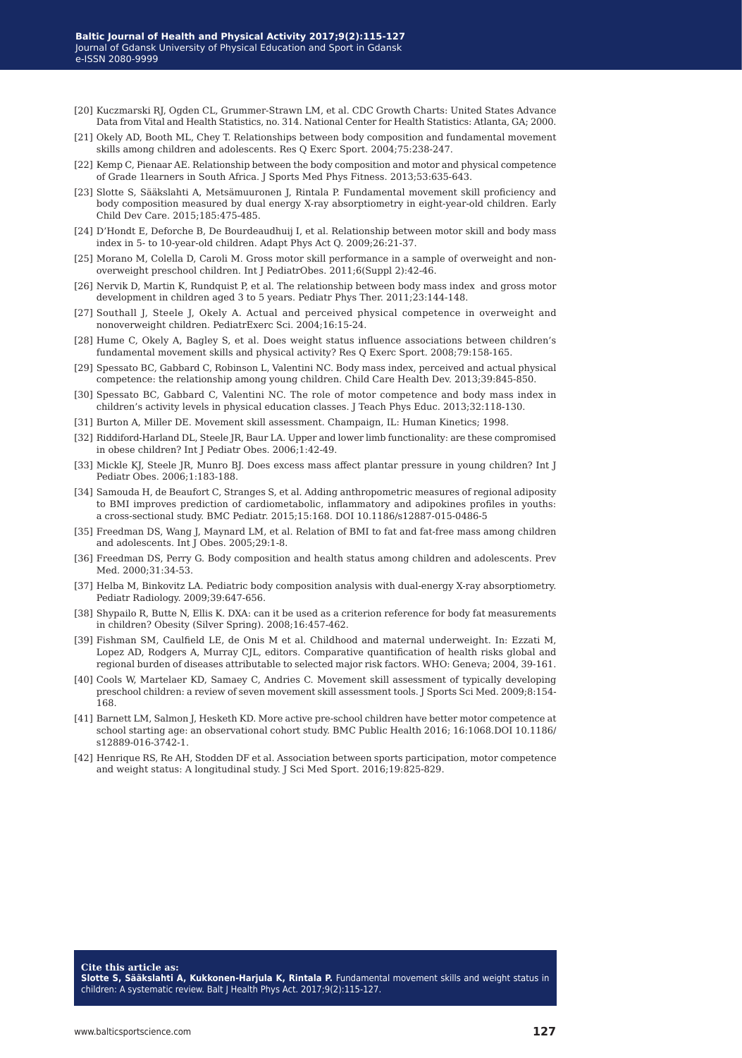[20] Kuczmarski RJ, Ogden CL, Grummer-Strawn LM, et al. CDC Growth Charts: United States Advance Data from Vital and Health Statistics, no. 314. National Center for Health Statistics: Atlanta, GA; 2000.

[21] Okely AD, Booth ML, Chey T. Relationships between body composition and fundamental movement skills among children and adolescents. Res Q Exerc Sport. 2004;75:238-247.

[22] Kemp C, Pienaar AE. Relationship between the body composition and motor and physical competence of Grade 1learners in South Africa. J Sports Med Phys Fitness. 2013;53:635-643.

[23] Slotte S, Sääkslahti A, Metsämuuronen J, Rintala P. Fundamental movement skill proficiency and body composition measured by dual energy X-ray absorptiometry in eight-year-old children. Early Child Dev Care. 2015;185:475-485.

[24] D'Hondt E, Deforche B, De Bourdeaudhuij I, et al. Relationship between motor skill and body mass index in 5- to 10-year-old children. Adapt Phys Act Q. 2009;26:21-37.

[25] Morano M, Colella D, Caroli M. Gross motor skill performance in a sample of overweight and non-overweight preschool children. Int J PediatrObes. 2011;6(Suppl 2):42-46.

[26] Nervik D, Martin K, Rundquist P, et al. The relationship between body mass index and gross motor development in children aged 3 to 5 years. Pediatr Phys Ther. 2011;23:144-148.

[27] Southall J, Steele J, Okely A. Actual and perceived physical competence in overweight and nonoverweight children. PediatrExerc Sci. 2004;16:15-24.

[28] Hume C, Okely A, Bagley S, et al. Does weight status influence associations between children's fundamental movement skills and physical activity? Res Q Exerc Sport. 2008;79:158-165.

[29] Spessato BC, Gabbard C, Robinson L, Valentini NC. Body mass index, perceived and actual physical competence: the relationship among young children. Child Care Health Dev. 2013;39:845-850.

[30] Spessato BC, Gabbard C, Valentini NC. The role of motor competence and body mass index in children's activity levels in physical education classes. J Teach Phys Educ. 2013;32:118-130.

[31] Burton A, Miller DE. Movement skill assessment. Champaign, IL: Human Kinetics; 1998.

[32] Riddiford-Harland DL, Steele JR, Baur LA. Upper and lower limb functionality: are these compromised in obese children? Int J Pediatr Obes. 2006;1:42-49.

[33] Mickle KJ, Steele JR, Munro BJ. Does excess mass affect plantar pressure in young children? Int J Pediatr Obes. 2006;1:183-188.

[34] Samouda H, de Beaufort C, Stranges S, et al. Adding anthropometric measures of regional adiposity to BMI improves prediction of cardiometabolic, inflammatory and adipokines profiles in youths: a cross-sectional study. BMC Pediatr. 2015;15:168. DOI 10.1186/s12887-015-0486-5

[35] Freedman DS, Wang J, Maynard LM, et al. Relation of BMI to fat and fat-free mass among children and adolescents. Int J Obes. 2005;29:1-8.

[36] Freedman DS, Perry G. Body composition and health status among children and adolescents. Prev Med. 2000;31:34-53.

[37] Helba M, Binkovitz LA. Pediatric body composition analysis with dual-energy X-ray absorptiometry. Pediatr Radiology. 2009;39:647-656.

[38] Shypailo R, Butte N, Ellis K. DXA: can it be used as a criterion reference for body fat measurements in children? Obesity (Silver Spring). 2008;16:457-462.

[39] Fishman SM, Caulfield LE, de Onis M et al. Childhood and maternal underweight. In: Ezzati M, Lopez AD, Rodgers A, Murray CJL, editors. Comparative quantification of health risks global and regional burden of diseases attributable to selected major risk factors. WHO: Geneva; 2004, 39-161.

[40] Cools W, Martelaer KD, Samaey C, Andries C. Movement skill assessment of typically developing preschool children: a review of seven movement skill assessment tools. J Sports Sci Med. 2009;8:154-168.

[41] Barnett LM, Salmon J, Hesketh KD. More active pre-school children have better motor competence at school starting age: an observational cohort study. BMC Public Health 2016; 16:1068.DOI 10.1186/s12889-016-3742-1.

[42] Henrique RS, Re AH, Stodden DF et al. Association between sports participation, motor competence and weight status: A longitudinal study. J Sci Med Sport. 2016;19:825-829.

**Cite this article as:**
**Slotte S, Sääkslahti A, Kukkonen-Harjula K, Rintala P.** Fundamental movement skills and weight status in children: A systematic review. Balt J Health Phys Act. 2017;9(2):115-127.